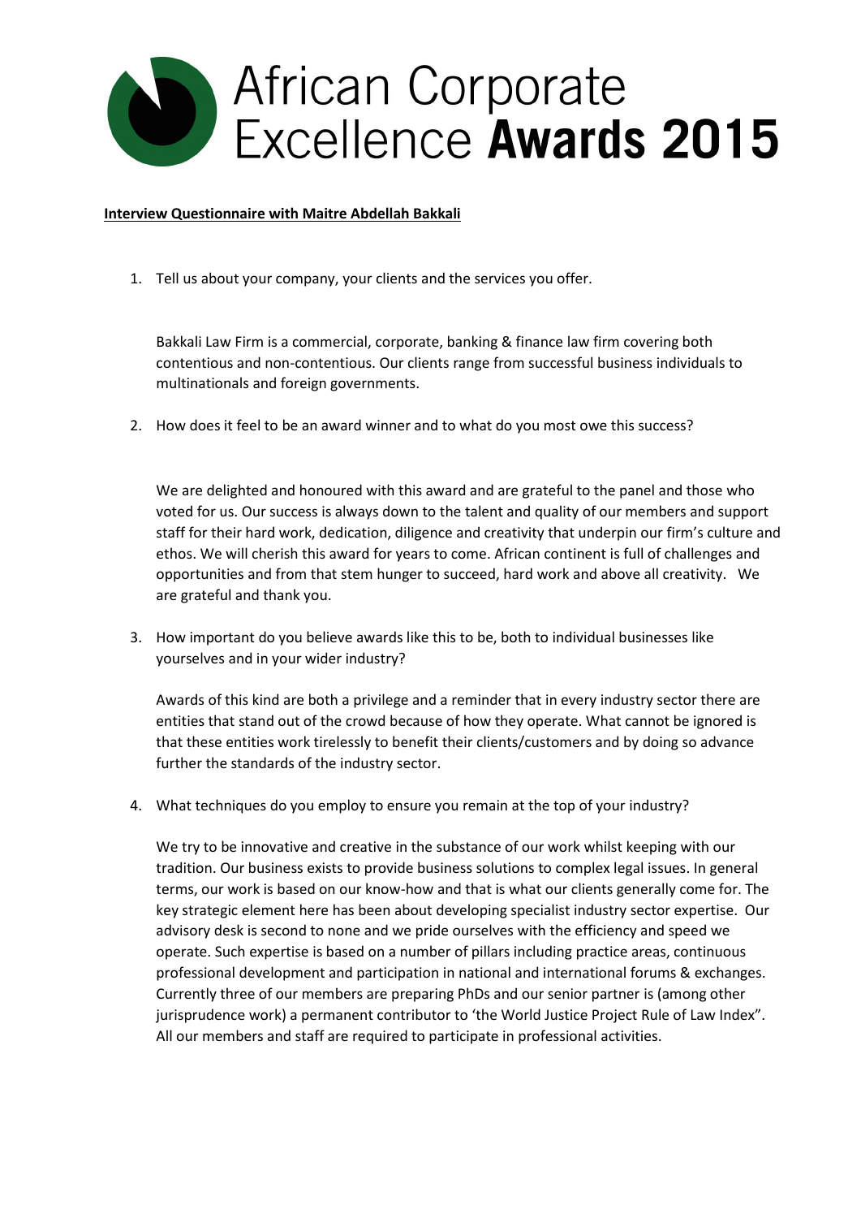# African Corporate Excellence **Awards 2015**

**Interview Questionnaire with Maitre Abdellah Bakkali**

1. Tell us about your company, your clients and the services you offer.

   Bakkali Law Firm is a commercial, corporate, banking & finance law firm covering both contentious and non-contentious. Our clients range from successful business individuals to multinationals and foreign governments.

2. How does it feel to be an award winner and to what do you most owe this success?

   We are delighted and honoured with this award and are grateful to the panel and those who voted for us. Our success is always down to the talent and quality of our members and support staff for their hard work, dedication, diligence and creativity that underpin our firm's culture and ethos. We will cherish this award for years to come. African continent is full of challenges and opportunities and from that stem hunger to succeed, hard work and above all creativity. We are grateful and thank you.

3. How important do you believe awards like this to be, both to individual businesses like yourselves and in your wider industry?

   Awards of this kind are both a privilege and a reminder that in every industry sector there are entities that stand out of the crowd because of how they operate. What cannot be ignored is that these entities work tirelessly to benefit their clients/customers and by doing so advance further the standards of the industry sector.

4. What techniques do you employ to ensure you remain at the top of your industry?

   We try to be innovative and creative in the substance of our work whilst keeping with our tradition. Our business exists to provide business solutions to complex legal issues. In general terms, our work is based on our know-how and that is what our clients generally come for. The key strategic element here has been about developing specialist industry sector expertise. Our advisory desk is second to none and we pride ourselves with the efficiency and speed we operate. Such expertise is based on a number of pillars including practice areas, continuous professional development and participation in national and international forums & exchanges. Currently three of our members are preparing PhDs and our senior partner is (among other jurisprudence work) a permanent contributor to 'the World Justice Project Rule of Law Index". All our members and staff are required to participate in professional activities.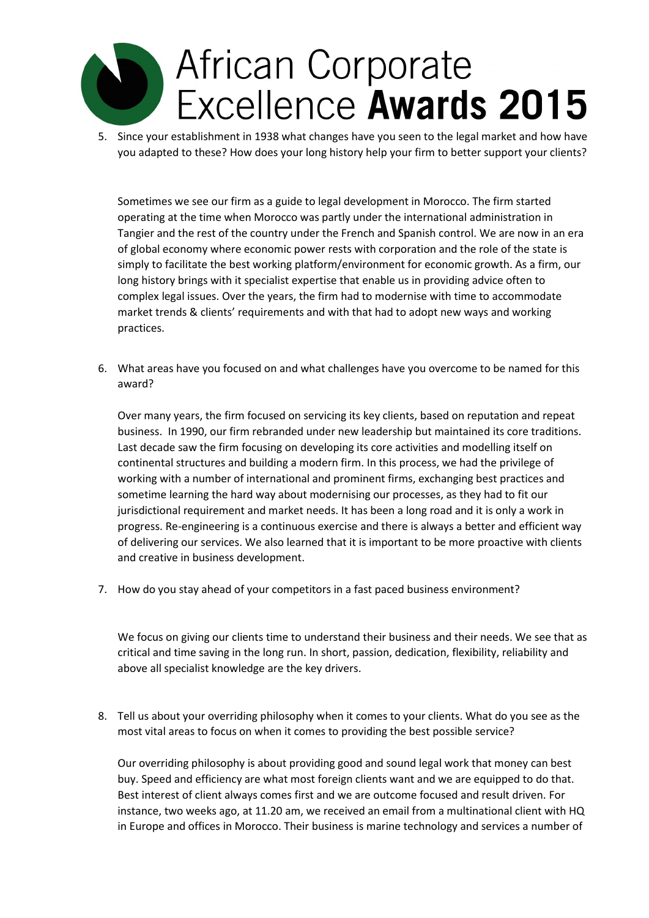5. Since your establishment in 1938 what changes have you seen to the legal market and how have you adapted to these? How does your long history help your firm to better support your clients?

   Sometimes we see our firm as a guide to legal development in Morocco. The firm started operating at the time when Morocco was partly under the international administration in Tangier and the rest of the country under the French and Spanish control. We are now in an era of global economy where economic power rests with corporation and the role of the state is simply to facilitate the best working platform/environment for economic growth. As a firm, our long history brings with it specialist expertise that enable us in providing advice often to complex legal issues. Over the years, the firm had to modernise with time to accommodate market trends & clients' requirements and with that had to adopt new ways and working practices.

6. What areas have you focused on and what challenges have you overcome to be named for this award?

   Over many years, the firm focused on servicing its key clients, based on reputation and repeat business. In 1990, our firm rebranded under new leadership but maintained its core traditions. Last decade saw the firm focusing on developing its core activities and modelling itself on continental structures and building a modern firm. In this process, we had the privilege of working with a number of international and prominent firms, exchanging best practices and sometime learning the hard way about modernising our processes, as they had to fit our jurisdictional requirement and market needs. It has been a long road and it is only a work in progress. Re-engineering is a continuous exercise and there is always a better and efficient way of delivering our services. We also learned that it is important to be more proactive with clients and creative in business development.

7. How do you stay ahead of your competitors in a fast paced business environment?

   We focus on giving our clients time to understand their business and their needs. We see that as critical and time saving in the long run. In short, passion, dedication, flexibility, reliability and above all specialist knowledge are the key drivers.

8. Tell us about your overriding philosophy when it comes to your clients. What do you see as the most vital areas to focus on when it comes to providing the best possible service?

   Our overriding philosophy is about providing good and sound legal work that money can best buy. Speed and efficiency are what most foreign clients want and we are equipped to do that. Best interest of client always comes first and we are outcome focused and result driven. For instance, two weeks ago, at 11.20 am, we received an email from a multinational client with HQ in Europe and offices in Morocco. Their business is marine technology and services a number of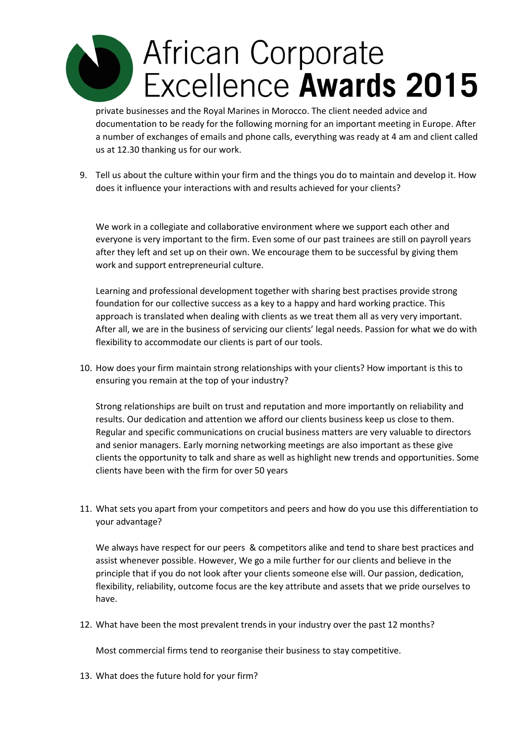private businesses and the Royal Marines in Morocco. The client needed advice and documentation to be ready for the following morning for an important meeting in Europe. After a number of exchanges of emails and phone calls, everything was ready at 4 am and client called us at 12.30 thanking us for our work.

9. Tell us about the culture within your firm and the things you do to maintain and develop it. How does it influence your interactions with and results achieved for your clients?

   We work in a collegiate and collaborative environment where we support each other and everyone is very important to the firm. Even some of our past trainees are still on payroll years after they left and set up on their own. We encourage them to be successful by giving them work and support entrepreneurial culture.

   Learning and professional development together with sharing best practises provide strong foundation for our collective success as a key to a happy and hard working practice. This approach is translated when dealing with clients as we treat them all as very very important. After all, we are in the business of servicing our clients' legal needs. Passion for what we do with flexibility to accommodate our clients is part of our tools.

10. How does your firm maintain strong relationships with your clients? How important is this to ensuring you remain at the top of your industry?

    Strong relationships are built on trust and reputation and more importantly on reliability and results. Our dedication and attention we afford our clients business keep us close to them. Regular and specific communications on crucial business matters are very valuable to directors and senior managers. Early morning networking meetings are also important as these give clients the opportunity to talk and share as well as highlight new trends and opportunities. Some clients have been with the firm for over 50 years

11. What sets you apart from your competitors and peers and how do you use this differentiation to your advantage?

    We always have respect for our peers & competitors alike and tend to share best practices and assist whenever possible. However, We go a mile further for our clients and believe in the principle that if you do not look after your clients someone else will. Our passion, dedication, flexibility, reliability, outcome focus are the key attribute and assets that we pride ourselves to have.

12. What have been the most prevalent trends in your industry over the past 12 months?

    Most commercial firms tend to reorganise their business to stay competitive.

13. What does the future hold for your firm?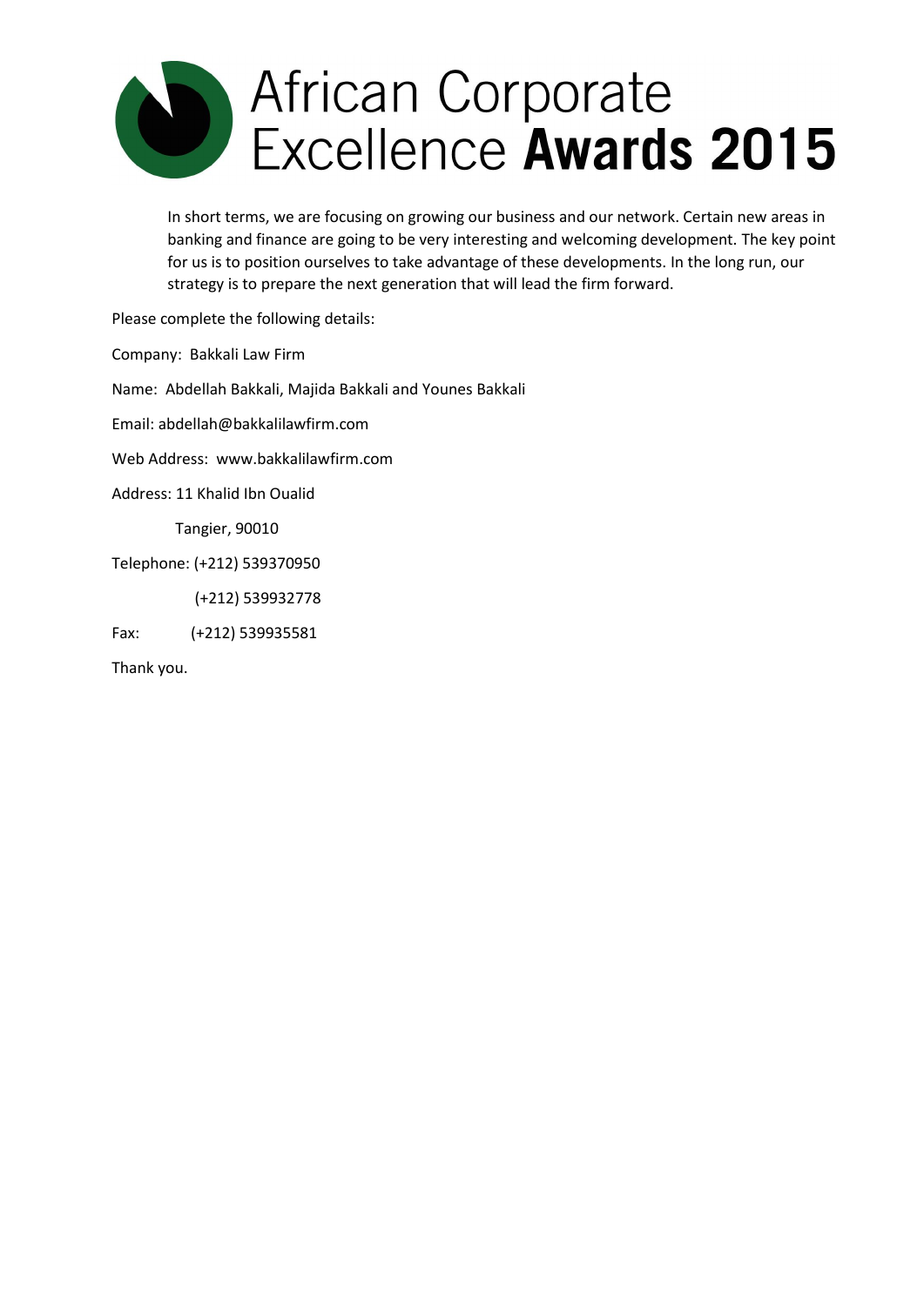# African Corporate Excellence **Awards 2015**

In short terms, we are focusing on growing our business and our network. Certain new areas in banking and finance are going to be very interesting and welcoming development. The key point for us is to position ourselves to take advantage of these developments. In the long run, our strategy is to prepare the next generation that will lead the firm forward.

Please complete the following details:

Company: Bakkali Law Firm

Name: Abdellah Bakkali, Majida Bakkali and Younes Bakkali

Email: abdellah@bakkalilawfirm.com

Web Address: www.bakkalilawfirm.com

Address: 11 Khalid Ibn Oualid

Tangier, 90010

Telephone: (+212) 539370950

(+212) 539932778

Fax: (+212) 539935581

Thank you.